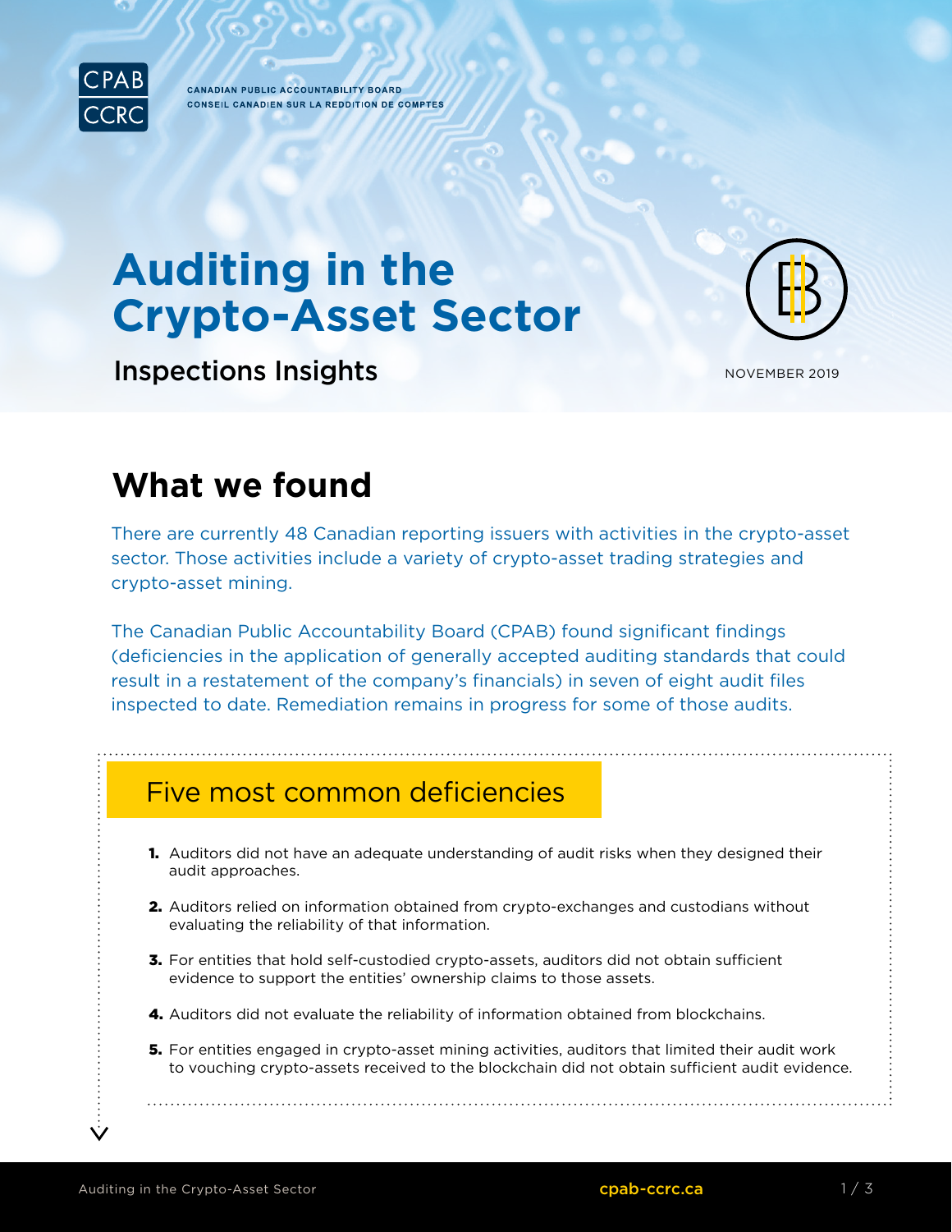CANADIAN PUBLIC ACCOUNTABILITY BOARD
CONSEIL CANADIEN SUR LA REDDITION DE COMPTES

# Auditing in the Crypto-Asset Sector

Inspections Insights

NOVEMBER 2019

## What we found

There are currently 48 Canadian reporting issuers with activities in the crypto-asset sector. Those activities include a variety of crypto-asset trading strategies and crypto-asset mining.

The Canadian Public Accountability Board (CPAB) found significant findings (deficiencies in the application of generally accepted auditing standards that could result in a restatement of the company's financials) in seven of eight audit files inspected to date. Remediation remains in progress for some of those audits.

### Five most common deficiencies

1. Auditors did not have an adequate understanding of audit risks when they designed their audit approaches.
2. Auditors relied on information obtained from crypto-exchanges and custodians without evaluating the reliability of that information.
3. For entities that hold self-custodied crypto-assets, auditors did not obtain sufficient evidence to support the entities' ownership claims to those assets.
4. Auditors did not evaluate the reliability of information obtained from blockchains.
5. For entities engaged in crypto-asset mining activities, auditors that limited their audit work to vouching crypto-assets received to the blockchain did not obtain sufficient audit evidence.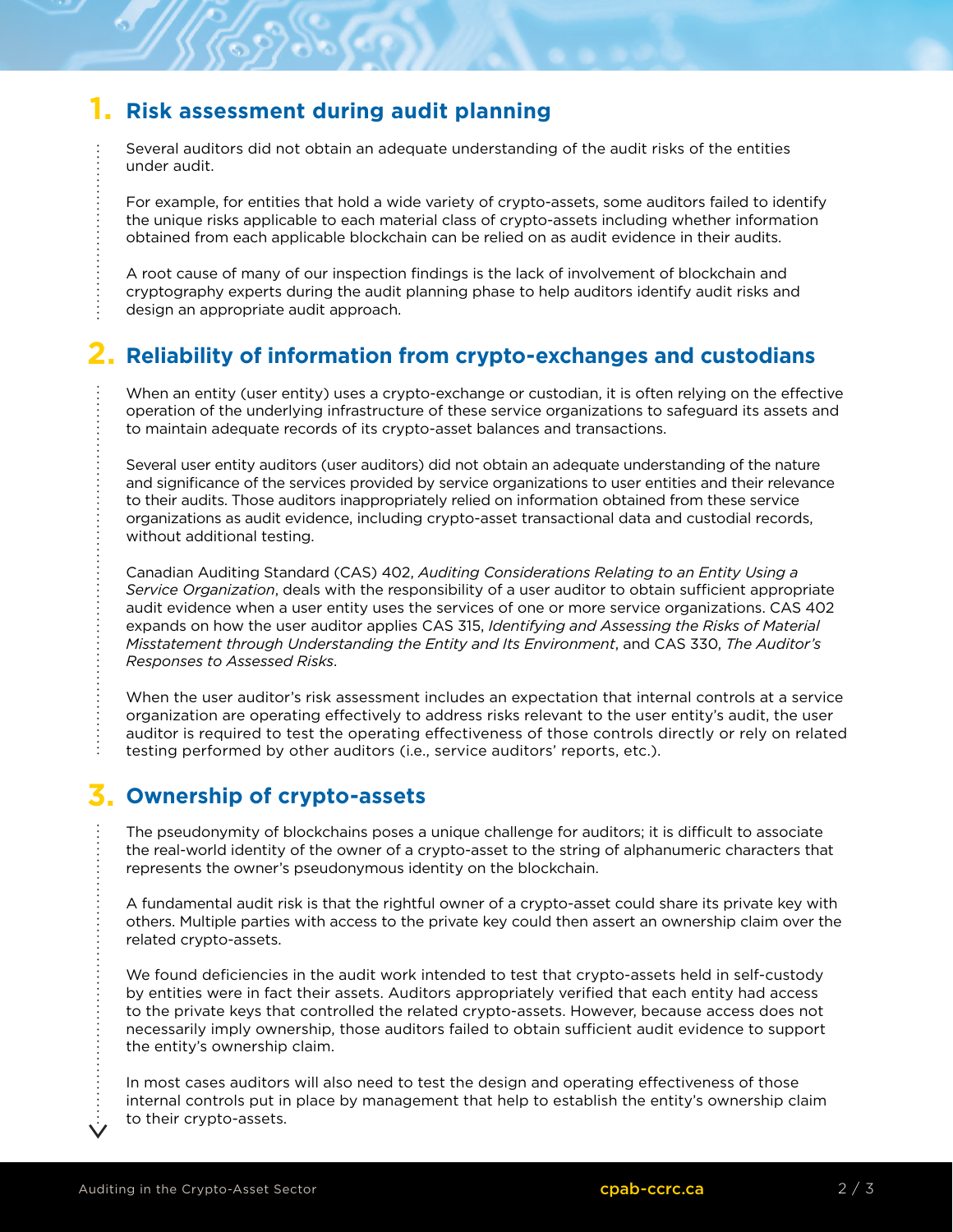## 1. Risk assessment during audit planning

Several auditors did not obtain an adequate understanding of the audit risks of the entities under audit.

For example, for entities that hold a wide variety of crypto-assets, some auditors failed to identify the unique risks applicable to each material class of crypto-assets including whether information obtained from each applicable blockchain can be relied on as audit evidence in their audits.

A root cause of many of our inspection findings is the lack of involvement of blockchain and cryptography experts during the audit planning phase to help auditors identify audit risks and design an appropriate audit approach.

## 2. Reliability of information from crypto-exchanges and custodians

When an entity (user entity) uses a crypto-exchange or custodian, it is often relying on the effective operation of the underlying infrastructure of these service organizations to safeguard its assets and to maintain adequate records of its crypto-asset balances and transactions.

Several user entity auditors (user auditors) did not obtain an adequate understanding of the nature and significance of the services provided by service organizations to user entities and their relevance to their audits. Those auditors inappropriately relied on information obtained from these service organizations as audit evidence, including crypto-asset transactional data and custodial records, without additional testing.

Canadian Auditing Standard (CAS) 402, *Auditing Considerations Relating to an Entity Using a Service Organization*, deals with the responsibility of a user auditor to obtain sufficient appropriate audit evidence when a user entity uses the services of one or more service organizations. CAS 402 expands on how the user auditor applies CAS 315, *Identifying and Assessing the Risks of Material Misstatement through Understanding the Entity and Its Environment*, and CAS 330, *The Auditor's Responses to Assessed Risks*.

When the user auditor's risk assessment includes an expectation that internal controls at a service organization are operating effectively to address risks relevant to the user entity's audit, the user auditor is required to test the operating effectiveness of those controls directly or rely on related testing performed by other auditors (i.e., service auditors' reports, etc.).

## 3. Ownership of crypto-assets

The pseudonymity of blockchains poses a unique challenge for auditors; it is difficult to associate the real-world identity of the owner of a crypto-asset to the string of alphanumeric characters that represents the owner's pseudonymous identity on the blockchain.

A fundamental audit risk is that the rightful owner of a crypto-asset could share its private key with others. Multiple parties with access to the private key could then assert an ownership claim over the related crypto-assets.

We found deficiencies in the audit work intended to test that crypto-assets held in self-custody by entities were in fact their assets. Auditors appropriately verified that each entity had access to the private keys that controlled the related crypto-assets. However, because access does not necessarily imply ownership, those auditors failed to obtain sufficient audit evidence to support the entity's ownership claim.

In most cases auditors will also need to test the design and operating effectiveness of those internal controls put in place by management that help to establish the entity's ownership claim to their crypto-assets.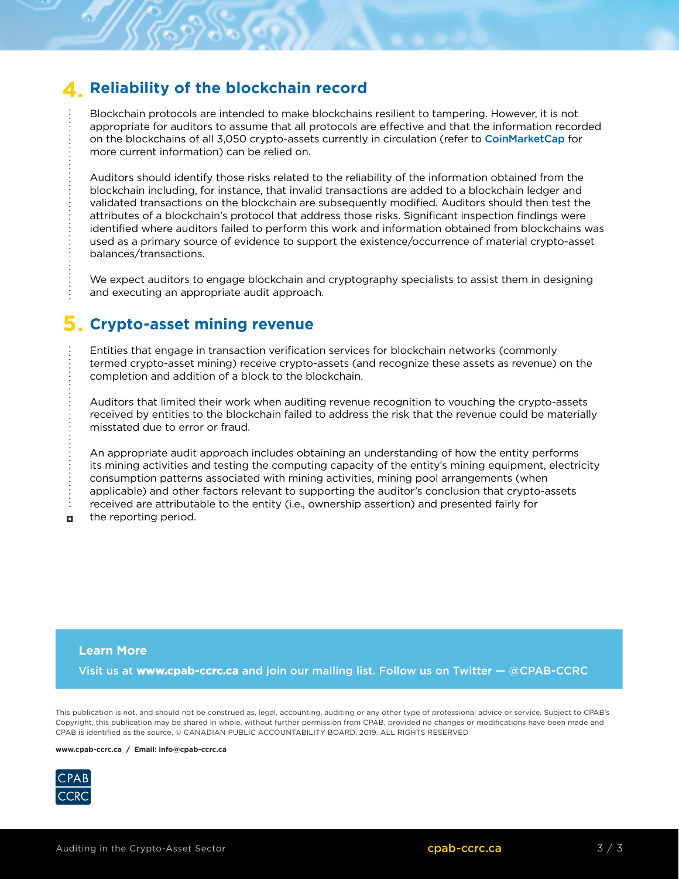## 4. Reliability of the blockchain record

Blockchain protocols are intended to make blockchains resilient to tampering. However, it is not appropriate for auditors to assume that all protocols are effective and that the information recorded on the blockchains of all 3,050 crypto-assets currently in circulation (refer to CoinMarketCap for more current information) can be relied on.

Auditors should identify those risks related to the reliability of the information obtained from the blockchain including, for instance, that invalid transactions are added to a blockchain ledger and validated transactions on the blockchain are subsequently modified. Auditors should then test the attributes of a blockchain's protocol that address those risks. Significant inspection findings were identified where auditors failed to perform this work and information obtained from blockchains was used as a primary source of evidence to support the existence/occurrence of material crypto-asset balances/transactions.

We expect auditors to engage blockchain and cryptography specialists to assist them in designing and executing an appropriate audit approach.

## 5. Crypto-asset mining revenue

Entities that engage in transaction verification services for blockchain networks (commonly termed crypto-asset mining) receive crypto-assets (and recognize these assets as revenue) on the completion and addition of a block to the blockchain.

Auditors that limited their work when auditing revenue recognition to vouching the crypto-assets received by entities to the blockchain failed to address the risk that the revenue could be materially misstated due to error or fraud.

An appropriate audit approach includes obtaining an understanding of how the entity performs its mining activities and testing the computing capacity of the entity's mining equipment, electricity consumption patterns associated with mining activities, mining pool arrangements (when applicable) and other factors relevant to supporting the auditor's conclusion that crypto-assets received are attributable to the entity (i.e., ownership assertion) and presented fairly for the reporting period.

**Learn More**

Visit us at **www.cpab-ccrc.ca** and join our mailing list. Follow us on Twitter — @CPAB-CCRC

This publication is not, and should not be construed as, legal, accounting, auditing or any other type of professional advice or service. Subject to CPAB's Copyright, this publication may be shared in whole, without further permission from CPAB, provided no changes or modifications have been made and CPAB is identified as the source. © CANADIAN PUBLIC ACCOUNTABILITY BOARD, 2019. ALL RIGHTS RESERVED

**www.cpab-ccrc.ca / Email: info@cpab-ccrc.ca**

CPAB CCRC